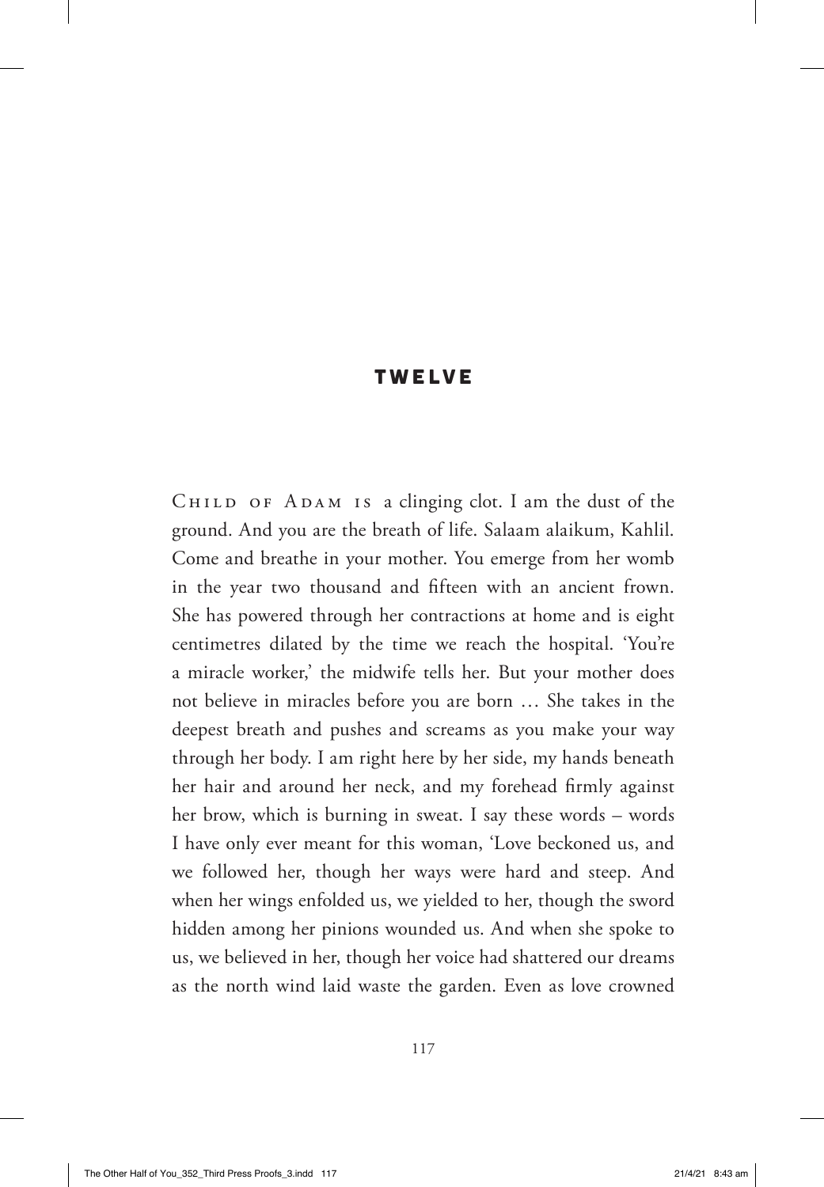## TWELVE

Child of Adam is a clinging clot. I am the dust of the ground. And you are the breath of life. Salaam alaikum, Kahlil. Come and breathe in your mother. You emerge from her womb in the year two thousand and fifteen with an ancient frown. She has powered through her contractions at home and is eight centimetres dilated by the time we reach the hospital. 'You're a miracle worker,' the midwife tells her. But your mother does not believe in miracles before you are born … She takes in the deepest breath and pushes and screams as you make your way through her body. I am right here by her side, my hands beneath her hair and around her neck, and my forehead firmly against her brow, which is burning in sweat. I say these words – words I have only ever meant for this woman, 'Love beckoned us, and we followed her, though her ways were hard and steep. And when her wings enfolded us, we yielded to her, though the sword hidden among her pinions wounded us. And when she spoke to us, we believed in her, though her voice had shattered our dreams as the north wind laid waste the garden. Even as love crowned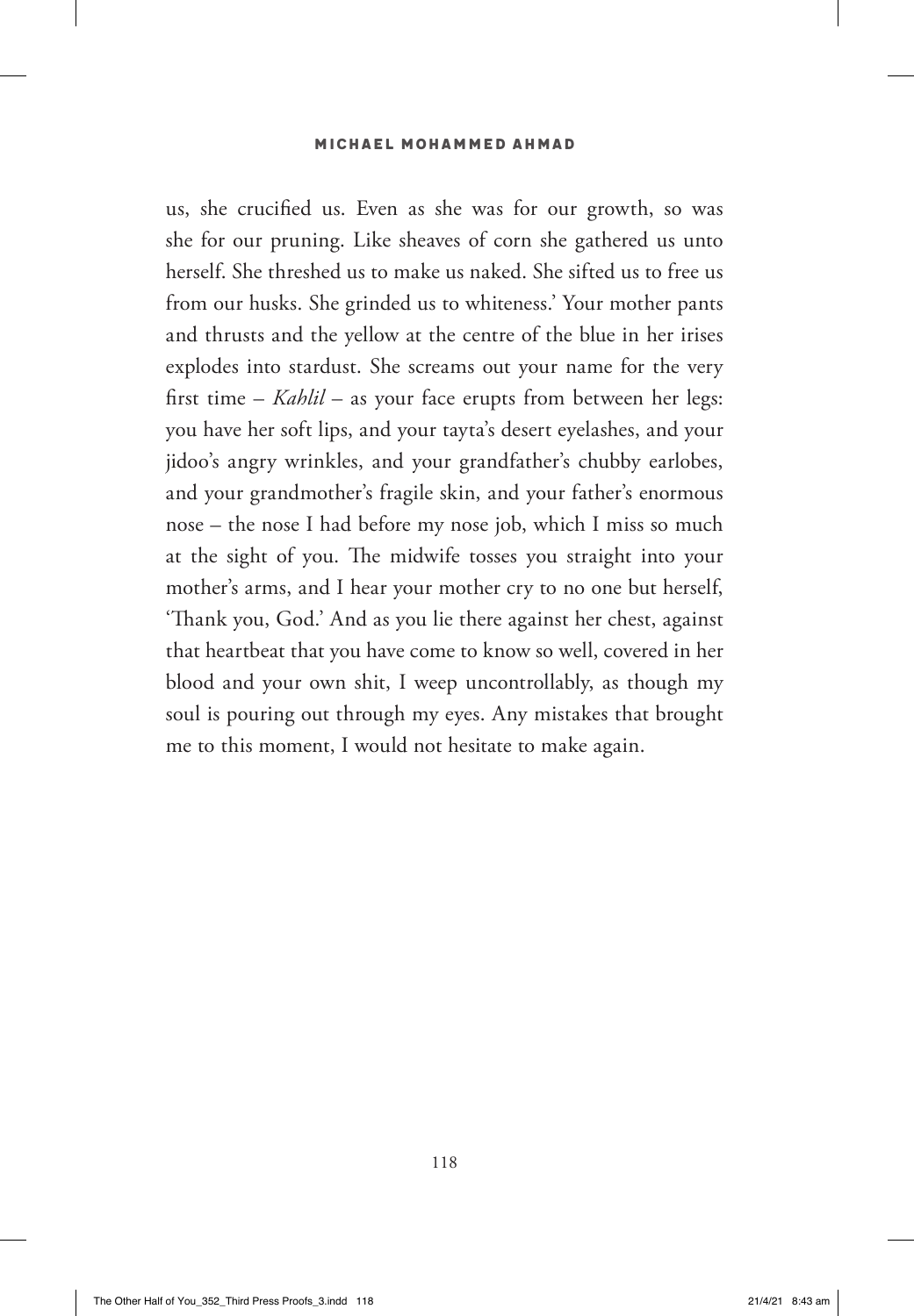us, she crucified us. Even as she was for our growth, so was she for our pruning. Like sheaves of corn she gathered us unto herself. She threshed us to make us naked. She sifted us to free us from our husks. She grinded us to whiteness.' Your mother pants and thrusts and the yellow at the centre of the blue in her irises explodes into stardust. She screams out your name for the very first time – *Kahlil* – as your face erupts from between her legs: you have her soft lips, and your tayta's desert eyelashes, and your jidoo's angry wrinkles, and your grandfather's chubby earlobes, and your grandmother's fragile skin, and your father's enormous nose – the nose I had before my nose job, which I miss so much at the sight of you. The midwife tosses you straight into your mother's arms, and I hear your mother cry to no one but herself, 'Thank you, God.' And as you lie there against her chest, against that heartbeat that you have come to know so well, covered in her blood and your own shit, I weep uncontrollably, as though my soul is pouring out through my eyes. Any mistakes that brought me to this moment, I would not hesitate to make again.